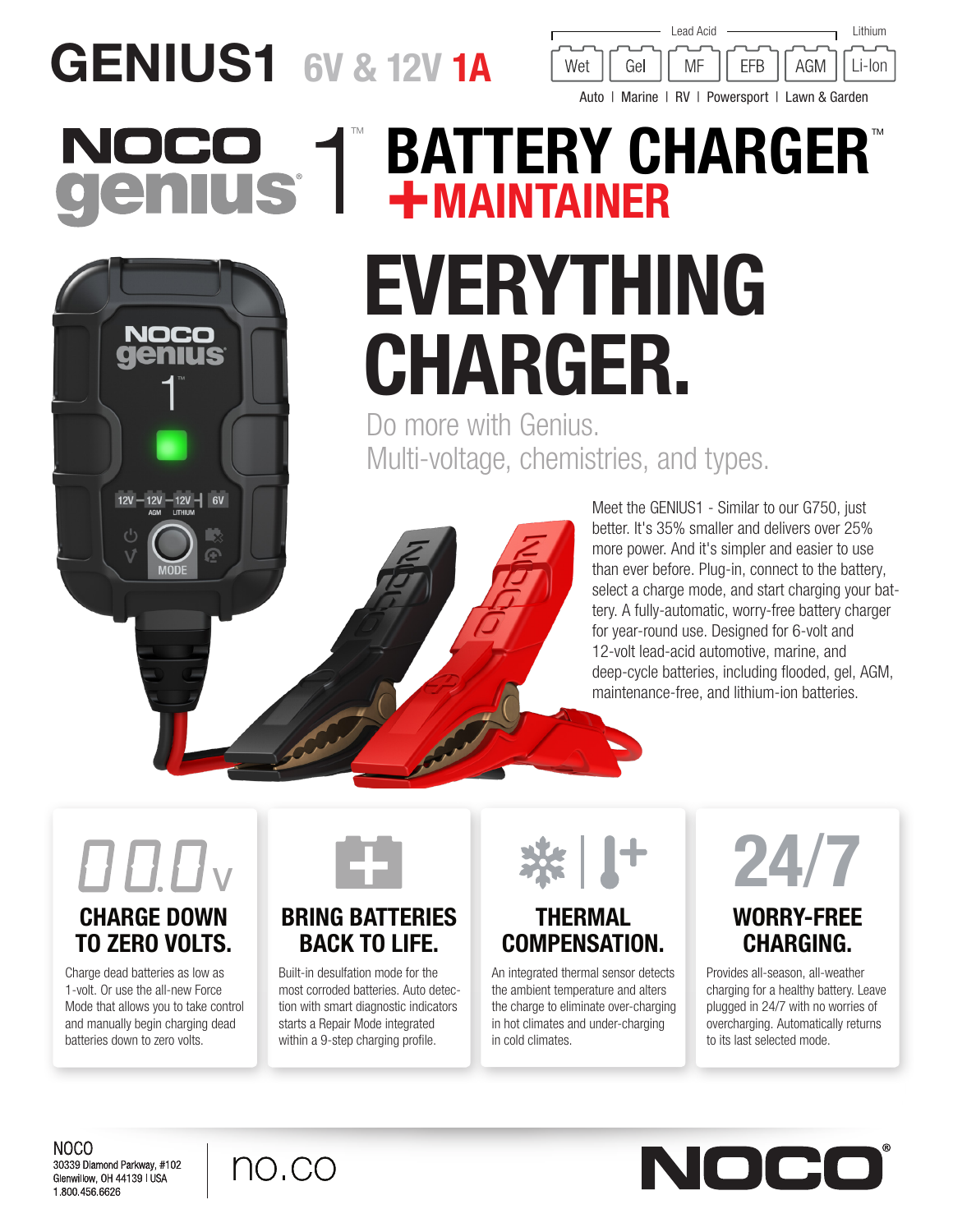# GENIUS1 6V & 12V 1A

Lead Acid: Wet | Gel | MF | EFB | AGM — Lithium: Li-Ion

Auto | Marine | RV | Powersport | Lawn & Garden

## NOCO genius 1™ BATTERY CHARGER™ +MAINTAINER

# EVERYTHING CHARGER.

Do more with Genius.
Multi-voltage, chemistries, and types.

Meet the GENIUS1 - Similar to our G750, just better. It's 35% smaller and delivers over 25% more power. And it's simpler and easier to use than ever before. Plug-in, connect to the battery, select a charge mode, and start charging your battery. A fully-automatic, worry-free battery charger for year-round use. Designed for 6-volt and 12-volt lead-acid automotive, marine, and deep-cycle batteries, including flooded, gel, AGM, maintenance-free, and lithium-ion batteries.

### CHARGE DOWN TO ZERO VOLTS.

Charge dead batteries as low as 1-volt. Or use the all-new Force Mode that allows you to take control and manually begin charging dead batteries down to zero volts.

### BRING BATTERIES BACK TO LIFE.

Built-in desulfation mode for the most corroded batteries. Auto detection with smart diagnostic indicators starts a Repair Mode integrated within a 9-step charging profile.

### THERMAL COMPENSATION.

An integrated thermal sensor detects the ambient temperature and alters the charge to eliminate over-charging in hot climates and under-charging in cold climates.

### WORRY-FREE CHARGING.

Provides all-season, all-weather charging for a healthy battery. Leave plugged in 24/7 with no worries of overcharging. Automatically returns to its last selected mode.

NOCO
30339 Diamond Parkway, #102
Glenwillow, OH 44139 I USA
1.800.456.6626

no.co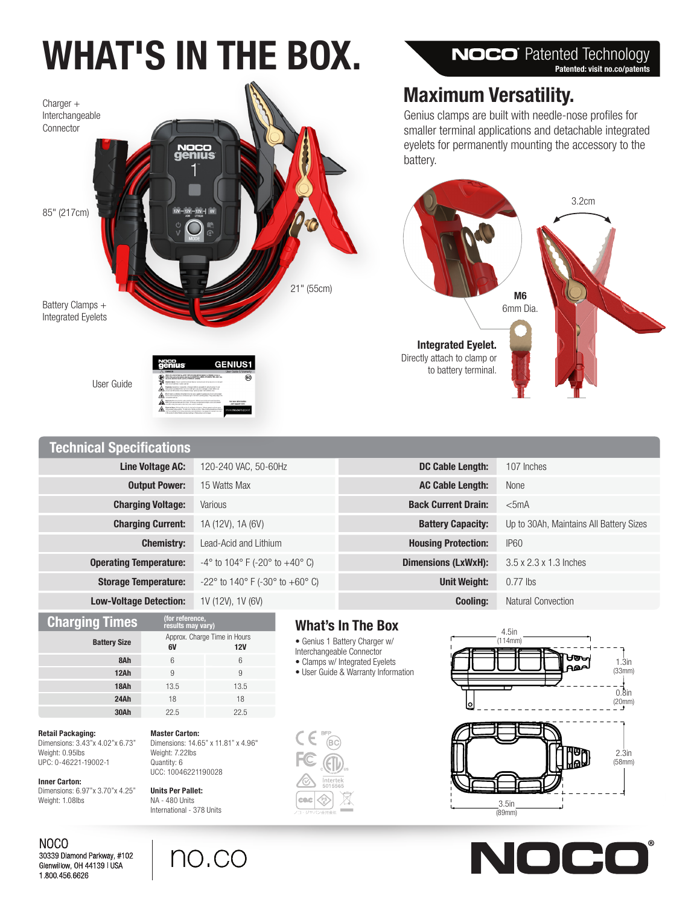# WHAT'S IN THE BOX.

Charger + Interchangeable Connector

85" (217cm)

21" (55cm)

Battery Clamps + Integrated Eyelets

User Guide

NOCO Patented Technology
Patented: visit no.co/patents

## Maximum Versatility.

Genius clamps are built with needle-nose profiles for smaller terminal applications and detachable integrated eyelets for permanently mounting the accessory to the battery.

3.2cm

**M6**
6mm Dia.

**Integrated Eyelet.**
Directly attach to clamp or to battery terminal.

## Technical Specifications

| | | | |
|---|---|---|---|
| **Line Voltage AC:** | 120-240 VAC, 50-60Hz | **DC Cable Length:** | 107 Inches |
| **Output Power:** | 15 Watts Max | **AC Cable Length:** | None |
| **Charging Voltage:** | Various | **Back Current Drain:** | <5mA |
| **Charging Current:** | 1A (12V), 1A (6V) | **Battery Capacity:** | Up to 30Ah, Maintains All Battery Sizes |
| **Chemistry:** | Lead-Acid and Lithium | **Housing Protection:** | IP60 |
| **Operating Temperature:** | -4° to 104° F (-20° to +40° C) | **Dimensions (LxWxH):** | 3.5 x 2.3 x 1.3 Inches |
| **Storage Temperature:** | -22° to 140° F (-30° to +60° C) | **Unit Weight:** | 0.77 lbs |
| **Low-Voltage Detection:** | 1V (12V), 1V (6V) | **Cooling:** | Natural Convection |

## Charging Times

(for reference, results may vary)

| Battery Size | Approx. Charge Time in Hours | |
|---|---|---|
| | 6V | 12V |
| 8Ah | 6 | 6 |
| 12Ah | 9 | 9 |
| 18Ah | 13.5 | 13.5 |
| 24Ah | 18 | 18 |
| 30Ah | 22.5 | 22.5 |

## What's In The Box

- Genius 1 Battery Charger w/ Interchangeable Connector
- Clamps w/ Integrated Eyelets
- User Guide & Warranty Information

4.5in (114mm)
1.3in (33mm)
0.8in (20mm)
2.3in (58mm)
3.5in (89mm)

**Retail Packaging:**
Dimensions: 3.43"x 4.02"x 6.73"
Weight: 0.95lbs
UPC: 0-46221-19002-1

**Inner Carton:**
Dimensions: 6.97"x 3.70"x 4.25"
Weight: 1.08lbs

**Master Carton:**
Dimensions: 14.65" x 11.81" x 4.96"
Weight: 7.22lbs
Quantity: 6
UCC: 10046221190028

**Units Per Pallet:**
NA - 480 Units
International - 378 Units

Intertek 5015565

NOCO
30339 Diamond Parkway, #102
Glenwillow, OH 44139 | USA
1.800.456.6626

no.co